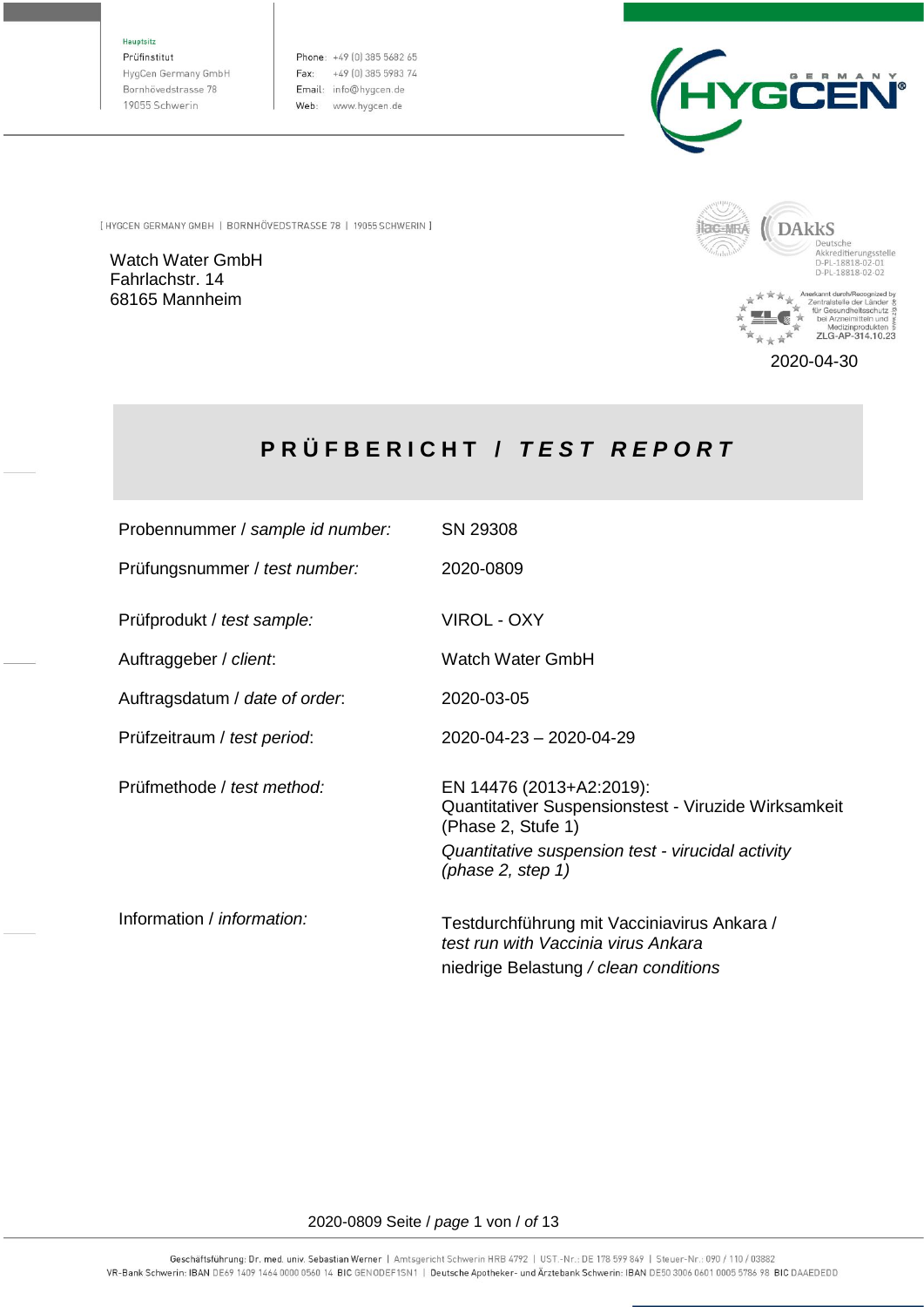Hauptsitz
Prüfinstitut
HygCen Germany GmbH
Bornhövedstrasse 78
19055 Schwerin

Phone: +49 (0) 385 5682 65
Fax: +49 (0) 385 5983 74
Email: info@hygcen.de
Web: www.hygcen.de

[ HYGCEN GERMANY GMBH | BORNHÖVEDSTRASSE 78 | 19055 SCHWERIN ]

Watch Water GmbH
Fahrlachstr. 14
68165 Mannheim

DAkkS Deutsche Akkreditierungsstelle D-PL-18818-02-01 D-PL-18818-02-02

Anerkannt durch/Recognized by Zentralstelle der Länder für Gesundheitsschutz bei Arzneimitteln und Medizinprodukten ZLG-AP-314.10.23

2020-04-30

# PRÜFBERICHT / *TEST REPORT*

| | |
|---|---|
| Probennummer / *sample id number:* | SN 29308 |
| Prüfungsnummer / *test number:* | 2020-0809 |
| Prüfprodukt / *test sample:* | VIROL - OXY |
| Auftraggeber / *client*: | Watch Water GmbH |
| Auftragsdatum / *date of order*: | 2020-03-05 |
| Prüfzeitraum / *test period*: | 2020-04-23 – 2020-04-29 |
| Prüfmethode / *test method:* | EN 14476 (2013+A2:2019): Quantitativer Suspensionstest - Viruzide Wirksamkeit (Phase 2, Stufe 1) *Quantitative suspension test - virucidal activity (phase 2, step 1)* |
| Information / *information:* | Testdurchführung mit Vacciniavirus Ankara / *test run with Vaccinia virus Ankara* niedrige Belastung / *clean conditions* |

Geschäftsführung: Dr. med. univ. Sebastian Werner | Amtsgericht Schwerin HRB 4792 | UST.-Nr.: DE 178 599 849 | Steuer-Nr.: 090 / 110 / 03882
VR-Bank Schwerin: IBAN DE69 1409 1464 0000 0560 14 BIC GENODEF1SN1 | Deutsche Apotheker- und Ärztebank Schwerin: IBAN DE50 3006 0601 0005 5786 98 BIC DAAEDEDD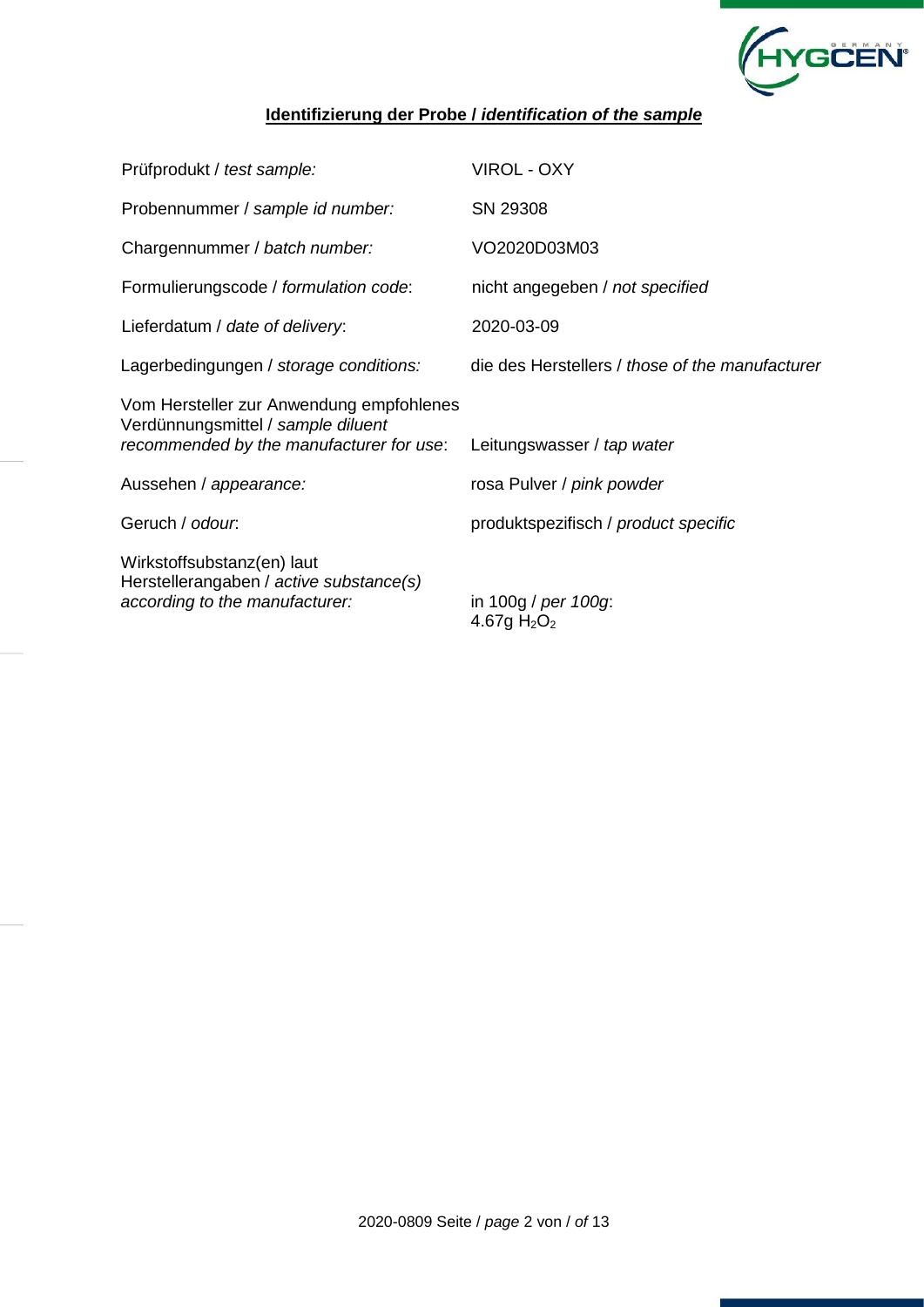## **Identifizierung der Probe / *identification of the sample***

| | |
|---|---|
| Prüfprodukt / *test sample:* | VIROL - OXY |
| Probennummer / *sample id number:* | SN 29308 |
| Chargennummer / *batch number:* | VO2020D03M03 |
| Formulierungscode / *formulation code*: | nicht angegeben / *not specified* |
| Lieferdatum / *date of delivery*: | 2020-03-09 |
| Lagerbedingungen / *storage conditions:* | die des Herstellers / *those of the manufacturer* |
| Vom Hersteller zur Anwendung empfohlenes Verdünnungsmittel / *sample diluent recommended by the manufacturer for use*: | Leitungswasser / *tap water* |
| Aussehen / *appearance:* | rosa Pulver / *pink powder* |
| Geruch / *odour*: | produktspezifisch / *product specific* |
| Wirkstoffsubstanz(en) laut Herstellerangaben / *active substance(s) according to the manufacturer:* | in 100g / *per 100g*: 4.67g $H_2O_2$ |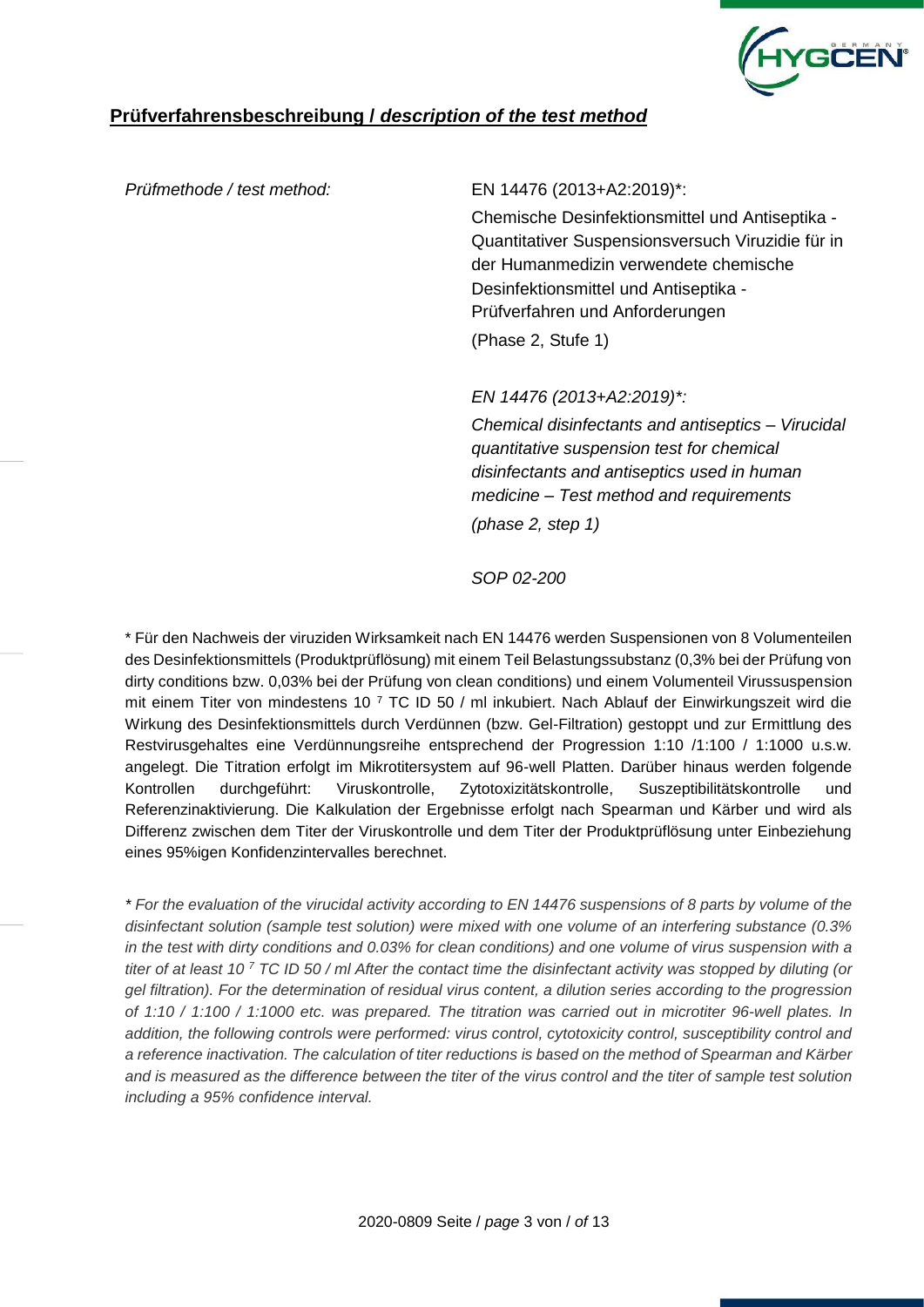## **Prüfverfahrensbeschreibung /** ***description of the test method***

| *Prüfmethode / test method:* | EN 14476 (2013+A2:2019)*: |
|---|---|
| | Chemische Desinfektionsmittel und Antiseptika - Quantitativer Suspensionsversuch Viruzidie für in der Humanmedizin verwendete chemische Desinfektionsmittel und Antiseptika - Prüfverfahren und Anforderungen |
| | (Phase 2, Stufe 1) |
| | *EN 14476 (2013+A2:2019)*:* |
| | *Chemical disinfectants and antiseptics – Virucidal quantitative suspension test for chemical disinfectants and antiseptics used in human medicine – Test method and requirements* |
| | *(phase 2, step 1)* |
| | *SOP 02-200* |

\* Für den Nachweis der viruziden Wirksamkeit nach EN 14476 werden Suspensionen von 8 Volumenteilen des Desinfektionsmittels (Produktprüflösung) mit einem Teil Belastungssubstanz (0,3% bei der Prüfung von dirty conditions bzw. 0,03% bei der Prüfung von clean conditions) und einem Volumenteil Virussuspension mit einem Titer von mindestens $10^{7}$ TC ID 50 / ml inkubiert. Nach Ablauf der Einwirkungszeit wird die Wirkung des Desinfektionsmittels durch Verdünnen (bzw. Gel-Filtration) gestoppt und zur Ermittlung des Restvirusgehaltes eine Verdünnungsreihe entsprechend der Progression 1:10 /1:100 / 1:1000 u.s.w. angelegt. Die Titration erfolgt im Mikrotitersystem auf 96-well Platten. Darüber hinaus werden folgende Kontrollen durchgeführt: Viruskontrolle, Zytotoxizitätskontrolle, Suszeptibilitätskontrolle und Referenzinaktivierung. Die Kalkulation der Ergebnisse erfolgt nach Spearman und Kärber und wird als Differenz zwischen dem Titer der Viruskontrolle und dem Titer der Produktprüflösung unter Einbeziehung eines 95%igen Konfidenzintervalles berechnet.

*\* For the evaluation of the virucidal activity according to EN 14476 suspensions of 8 parts by volume of the disinfectant solution (sample test solution) were mixed with one volume of an interfering substance (0.3% in the test with dirty conditions and 0.03% for clean conditions) and one volume of virus suspension with a titer of at least $10^{7}$ TC ID 50 / ml After the contact time the disinfectant activity was stopped by diluting (or gel filtration). For the determination of residual virus content, a dilution series according to the progression of 1:10 / 1:100 / 1:1000 etc. was prepared. The titration was carried out in microtiter 96-well plates. In addition, the following controls were performed: virus control, cytotoxicity control, susceptibility control and a reference inactivation. The calculation of titer reductions is based on the method of Spearman and Kärber and is measured as the difference between the titer of the virus control and the titer of sample test solution including a 95% confidence interval.*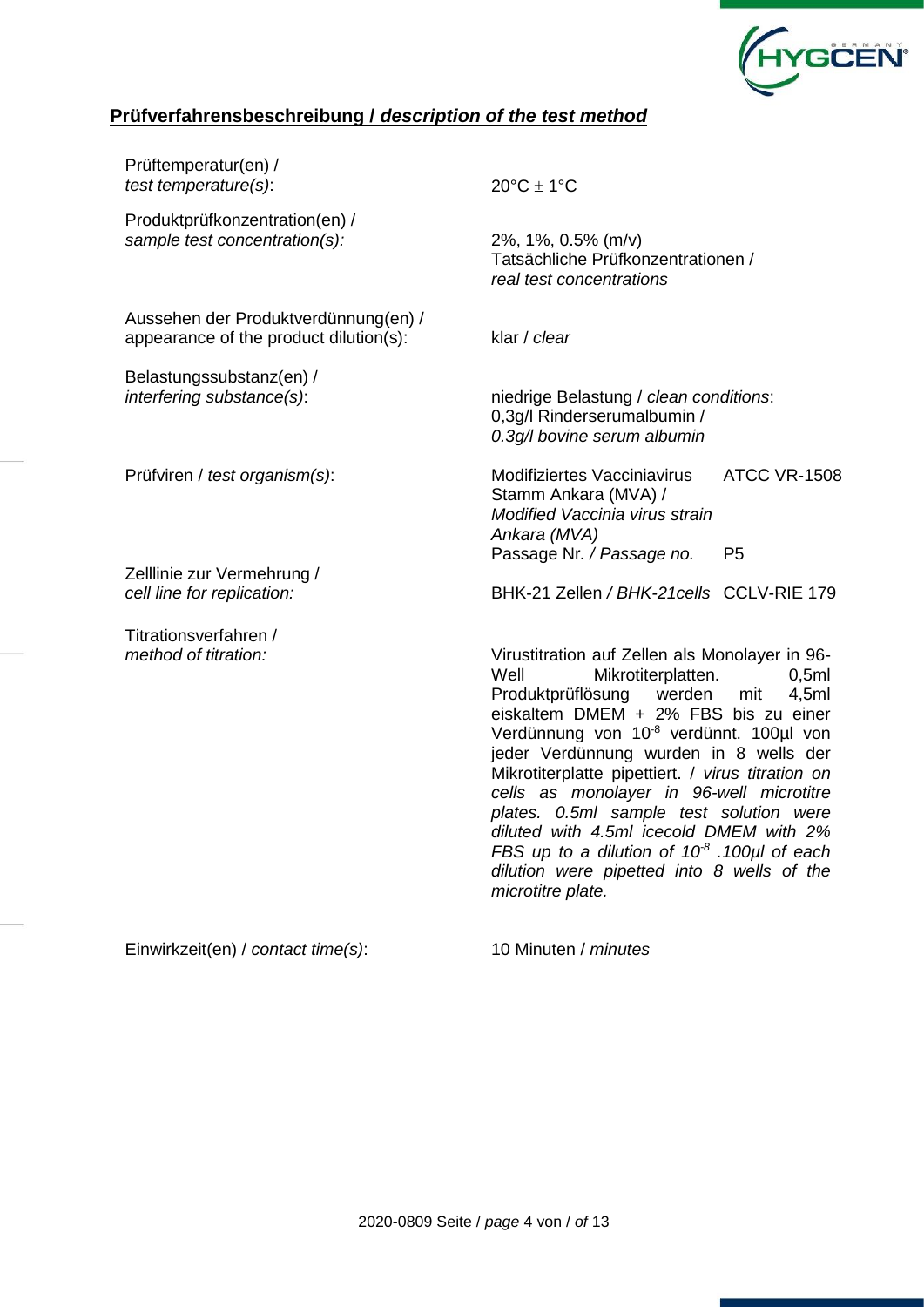## **Prüfverfahrensbeschreibung / *description of the test method***

| | |
|---|---|
| Prüftemperatur(en) / *test temperature(s)*: | 20°C ± 1°C |
| Produktprüfkonzentration(en) / *sample test concentration(s):* | 2%, 1%, 0.5% (m/v) Tatsächliche Prüfkonzentrationen / *real test concentrations* |
| Aussehen der Produktverdünnung(en) / appearance of the product dilution(s): | klar / *clear* |
| Belastungssubstanz(en) / *interfering substance(s)*: | niedrige Belastung / *clean conditions*: 0,3g/l Rinderserumalbumin / *0.3g/l bovine serum albumin* |
| Prüfviren / *test organism(s)*: | Modifiziertes Vacciniavirus Stamm Ankara (MVA) / *Modified Vaccinia virus strain Ankara (MVA)* ATCC VR-1508; Passage Nr. */ Passage no.* P5 |
| Zelllinie zur Vermehrung / *cell line for replication:* | BHK-21 Zellen */ BHK-21cells* CCLV-RIE 179 |
| Titrationsverfahren / *method of titration:* | Virustitration auf Zellen als Monolayer in 96-Well Mikrotiterplatten. 0,5ml Produktprüflösung werden mit 4,5ml eiskaltem DMEM + 2% FBS bis zu einer Verdünnung von $10^{-8}$ verdünnt. 100µl von jeder Verdünnung wurden in 8 wells der Mikrotiterplatte pipettiert. / *virus titration on cells as monolayer in 96-well microtitre plates. 0.5ml sample test solution were diluted with 4.5ml icecold DMEM with 2% FBS up to a dilution of* $10^{-8}$ *.100µl of each dilution were pipetted into 8 wells of the microtitre plate.* |
| Einwirkzeit(en) / *contact time(s)*: | 10 Minuten / *minutes* |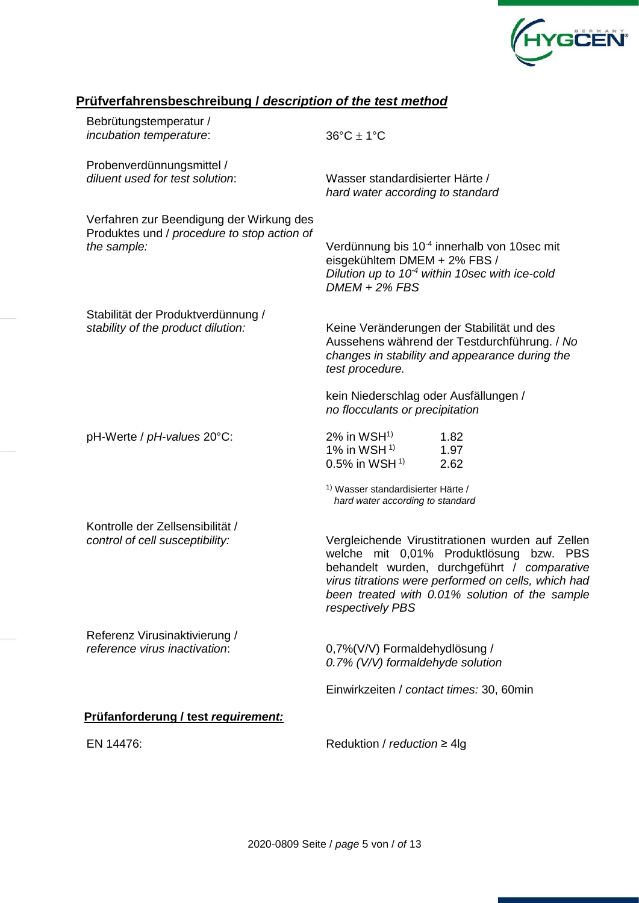## **Prüfverfahrensbeschreibung /** ***description of the test method***

| | |
|---|---|
| Bebrütungstemperatur / *incubation temperature*: | 36°C ± 1°C |
| Probenverdünnungsmittel / *diluent used for test solution*: | Wasser standardisierter Härte / *hard water according to standard* |
| Verfahren zur Beendigung der Wirkung des Produktes und / *procedure to stop action of the sample:* | Verdünnung bis $10^{-4}$ innerhalb von 10sec mit eisgekühltem DMEM + 2% FBS / *Dilution up to $10^{-4}$ within 10sec with ice-cold DMEM + 2% FBS* |
| Stabilität der Produktverdünnung / *stability of the product dilution:* | Keine Veränderungen der Stabilität und des Aussehens während der Testdurchführung. / *No changes in stability and appearance during the test procedure.*<br><br>kein Niederschlag oder Ausfällungen / *no flocculants or precipitation* |
| pH-Werte / *pH-values* 20°C: | 2% in WSH[1) ] 1.82<br>1% in WSH[1)] 1.97<br>0.5% in WSH[1)] 2.62<br><br>[1)] Wasser standardisierter Härte / *hard water according to standard* |
| Kontrolle der Zellsensibilität / *control of cell susceptibility:* | Vergleichende Virustitrationen wurden auf Zellen welche mit 0,01% Produktlösung bzw. PBS behandelt wurden, durchgeführt / *comparative virus titrations were performed on cells, which had been treated with 0.01% solution of the sample respectively PBS* |
| Referenz Virusinaktivierung / *reference virus inactivation*: | 0,7%(V/V) Formaldehydlösung / *0.7% (V/V) formaldehyde solution*<br><br>Einwirkzeiten / *contact times:* 30, 60min |

### **Prüfanforderung / test** ***requirement:***

| | |
|---|---|
| EN 14476: | Reduktion / *reduction* ≥ 4lg |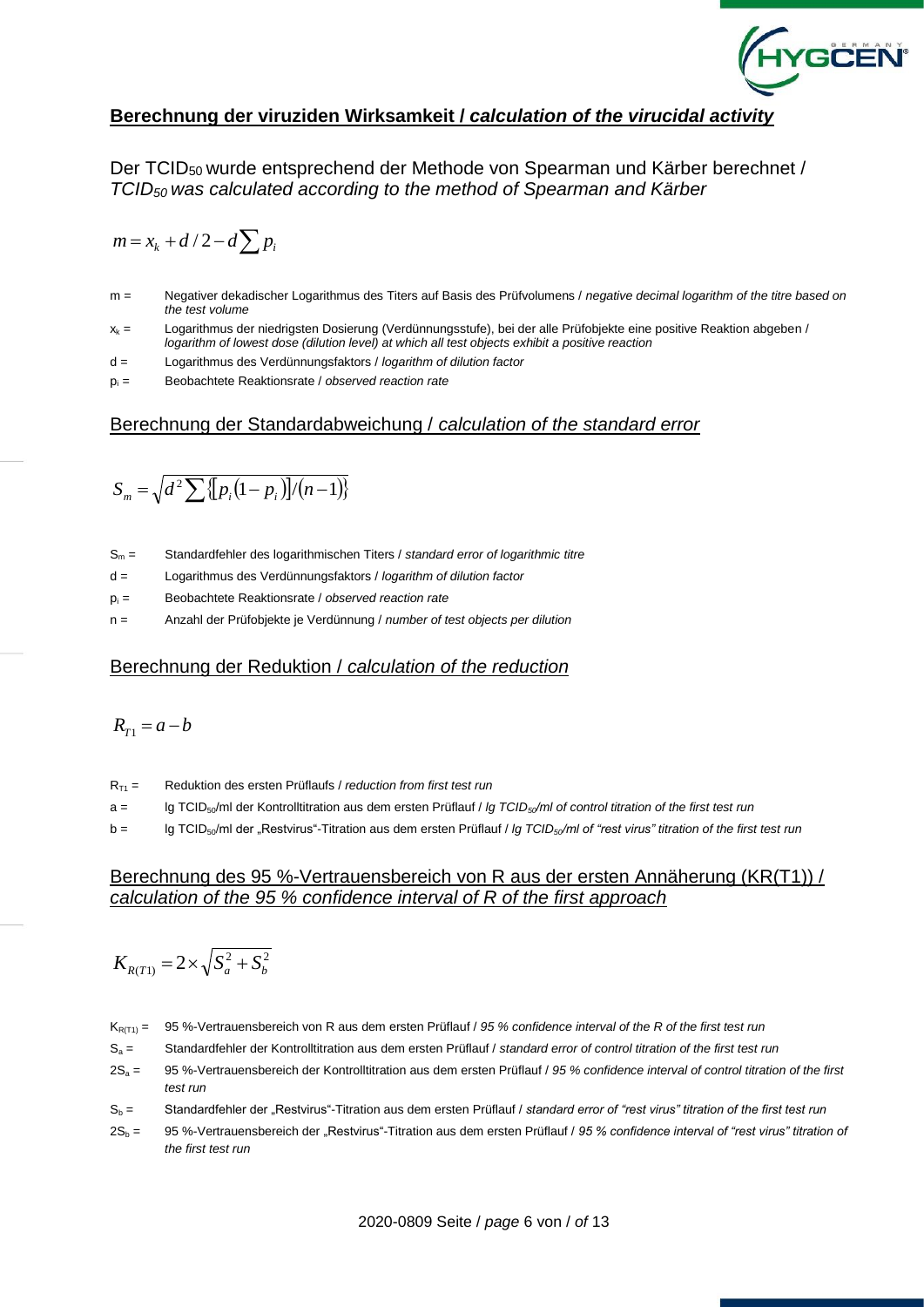## Berechnung der viruziden Wirksamkeit / *calculation of the virucidal activity*

Der $TCID_{50}$ wurde entsprechend der Methode von Spearman und Kärber berechnet / *$TCID_{50}$ was calculated according to the method of Spearman and Kärber*

$$m = x_k + d/2 - d\sum p_i$$

- m = Negativer dekadischer Logarithmus des Titers auf Basis des Prüfvolumens / *negative decimal logarithm of the titre based on the test volume*
- $x_k$ = Logarithmus der niedrigsten Dosierung (Verdünnungsstufe), bei der alle Prüfobjekte eine positive Reaktion abgeben / *logarithm of lowest dose (dilution level) at which all test objects exhibit a positive reaction*
- d = Logarithmus des Verdünnungsfaktors / *logarithm of dilution factor*
- $p_i$ = Beobachtete Reaktionsrate / *observed reaction rate*

### Berechnung der Standardabweichung / *calculation of the standard error*

$$S_m = \sqrt{d^2 \sum \{[p_i(1-p_i)]/(n-1)\}}$$

- $S_m$ = Standardfehler des logarithmischen Titers / *standard error of logarithmic titre*
- d = Logarithmus des Verdünnungsfaktors / *logarithm of dilution factor*
- $p_i$ = Beobachtete Reaktionsrate / *observed reaction rate*
- n = Anzahl der Prüfobjekte je Verdünnung / *number of test objects per dilution*

### Berechnung der Reduktion / *calculation of the reduction*

$$R_{T1} = a - b$$

- $R_{T1}$ = Reduktion des ersten Prüflaufs / *reduction from first test run*
- a = lg $TCID_{50}$/ml der Kontrolltitration aus dem ersten Prüflauf / *lg $TCID_{50}$/ml of control titration of the first test run*
- b = lg $TCID_{50}$/ml der „Restvirus“-Titration aus dem ersten Prüflauf / *lg $TCID_{50}$/ml of “rest virus” titration of the first test run*

### Berechnung des 95 %-Vertrauensbereich von R aus der ersten Annäherung (KR(T1)) / *calculation of the 95 % confidence interval of R of the first approach*

$$K_{R(T1)} = 2 \times \sqrt{S_a^2 + S_b^2}$$

- $K_{R(T1)}$ = 95 %-Vertrauensbereich von R aus dem ersten Prüflauf / *95 % confidence interval of the R of the first test run*
- $S_a$ = Standardfehler der Kontrolltitration aus dem ersten Prüflauf / *standard error of control titration of the first test run*
- $2S_a$ = 95 %-Vertrauensbereich der Kontrolltitration aus dem ersten Prüflauf / *95 % confidence interval of control titration of the first test run*
- $S_b$ = Standardfehler der „Restvirus“-Titration aus dem ersten Prüflauf / *standard error of “rest virus” titration of the first test run*
- $2S_b$ = 95 %-Vertrauensbereich der „Restvirus“-Titration aus dem ersten Prüflauf / *95 % confidence interval of “rest virus” titration of the first test run*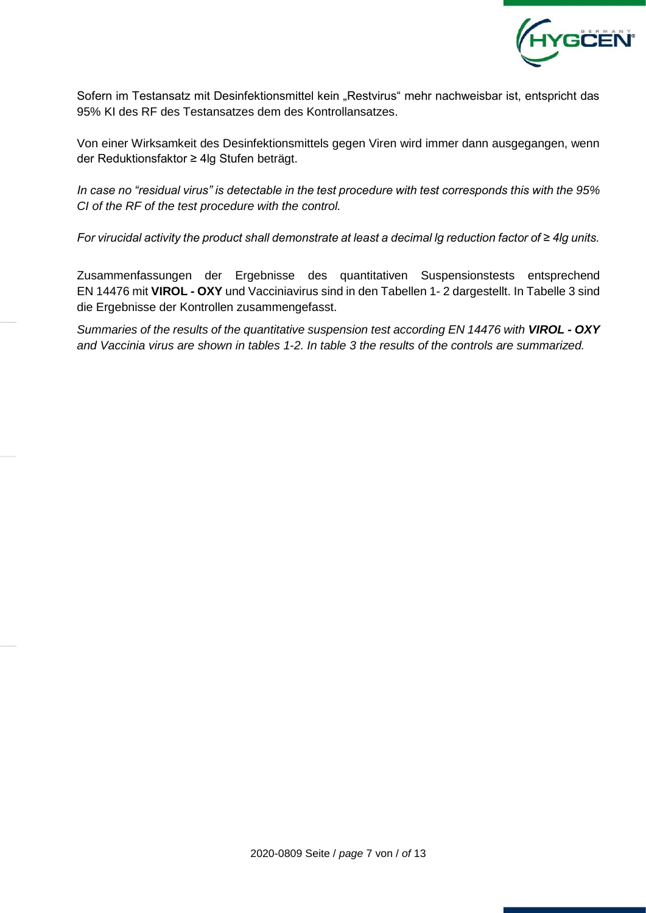Sofern im Testansatz mit Desinfektionsmittel kein „Restvirus“ mehr nachweisbar ist, entspricht das 95% KI des RF des Testansatzes dem des Kontrollansatzes.

Von einer Wirksamkeit des Desinfektionsmittels gegen Viren wird immer dann ausgegangen, wenn der Reduktionsfaktor ≥ 4lg Stufen beträgt.

*In case no “residual virus” is detectable in the test procedure with test corresponds this with the 95% CI of the RF of the test procedure with the control.*

*For virucidal activity the product shall demonstrate at least a decimal lg reduction factor of ≥ 4lg units.*

Zusammenfassungen der Ergebnisse des quantitativen Suspensionstests entsprechend EN 14476 mit **VIROL - OXY** und Vacciniavirus sind in den Tabellen 1- 2 dargestellt. In Tabelle 3 sind die Ergebnisse der Kontrollen zusammengefasst.

*Summaries of the results of the quantitative suspension test according EN 14476 with **VIROL - OXY** and Vaccinia virus are shown in tables 1-2. In table 3 the results of the controls are summarized.*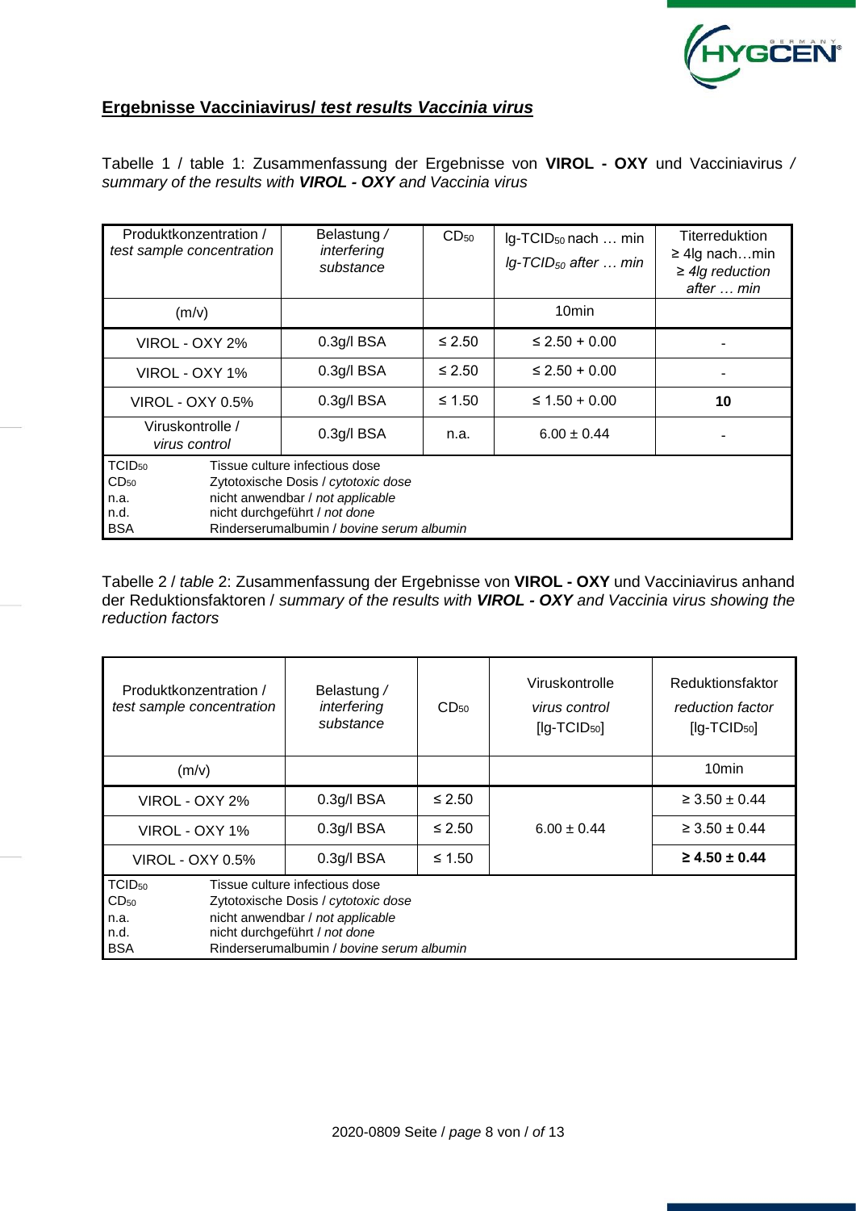## Ergebnisse Vacciniavirus/ *test results Vaccinia virus*

Tabelle 1 / table 1: Zusammenfassung der Ergebnisse von **VIROL - OXY** und Vacciniavirus / *summary of the results with **VIROL - OXY** and Vaccinia virus*

| Produktkonzentration / *test sample concentration* | Belastung / *interfering substance* | $CD_{50}$ | lg-$TCID_{50}$ nach … min *lg-$TCID_{50}$ after … min* | Titerreduktion ≥ 4lg nach…min *≥ 4lg reduction after … min* |
|---|---|---|---|---|
| (m/v) | | | 10min | |
| VIROL - OXY 2% | 0.3g/l BSA | ≤ 2.50 | ≤ 2.50 + 0.00 | - |
| VIROL - OXY 1% | 0.3g/l BSA | ≤ 2.50 | ≤ 2.50 + 0.00 | - |
| VIROL - OXY 0.5% | 0.3g/l BSA | ≤ 1.50 | ≤ 1.50 + 0.00 | **10** |
| Viruskontrolle / *virus control* | 0.3g/l BSA | n.a. | 6.00 ± 0.44 | - |

$TCID_{50}$ Tissue culture infectious dose  
$CD_{50}$ Zytotoxische Dosis / *cytotoxic dose*  
n.a. nicht anwendbar / *not applicable*  
n.d. nicht durchgeführt / *not done*  
BSA Rinderserumalbumin / *bovine serum albumin*

Tabelle 2 / *table* 2: Zusammenfassung der Ergebnisse von **VIROL - OXY** und Vacciniavirus anhand der Reduktionsfaktoren / *summary of the results with **VIROL - OXY** and Vaccinia virus showing the reduction factors*

| Produktkonzentration / *test sample concentration* | Belastung / *interfering substance* | $CD_{50}$ | Viruskontrolle *virus control* [lg-$TCID_{50}$] | Reduktionsfaktor *reduction factor* [lg-$TCID_{50}$] |
|---|---|---|---|---|
| (m/v) | | | | 10min |
| VIROL - OXY 2% | 0.3g/l BSA | ≤ 2.50 | 6.00 ± 0.44 | ≥ 3.50 ± 0.44 |
| VIROL - OXY 1% | 0.3g/l BSA | ≤ 2.50 | | ≥ 3.50 ± 0.44 |
| VIROL - OXY 0.5% | 0.3g/l BSA | ≤ 1.50 | | **≥ 4.50 ± 0.44** |

$TCID_{50}$ Tissue culture infectious dose  
$CD_{50}$ Zytotoxische Dosis / *cytotoxic dose*  
n.a. nicht anwendbar / *not applicable*  
n.d. nicht durchgeführt / *not done*  
BSA Rinderserumalbumin / *bovine serum albumin*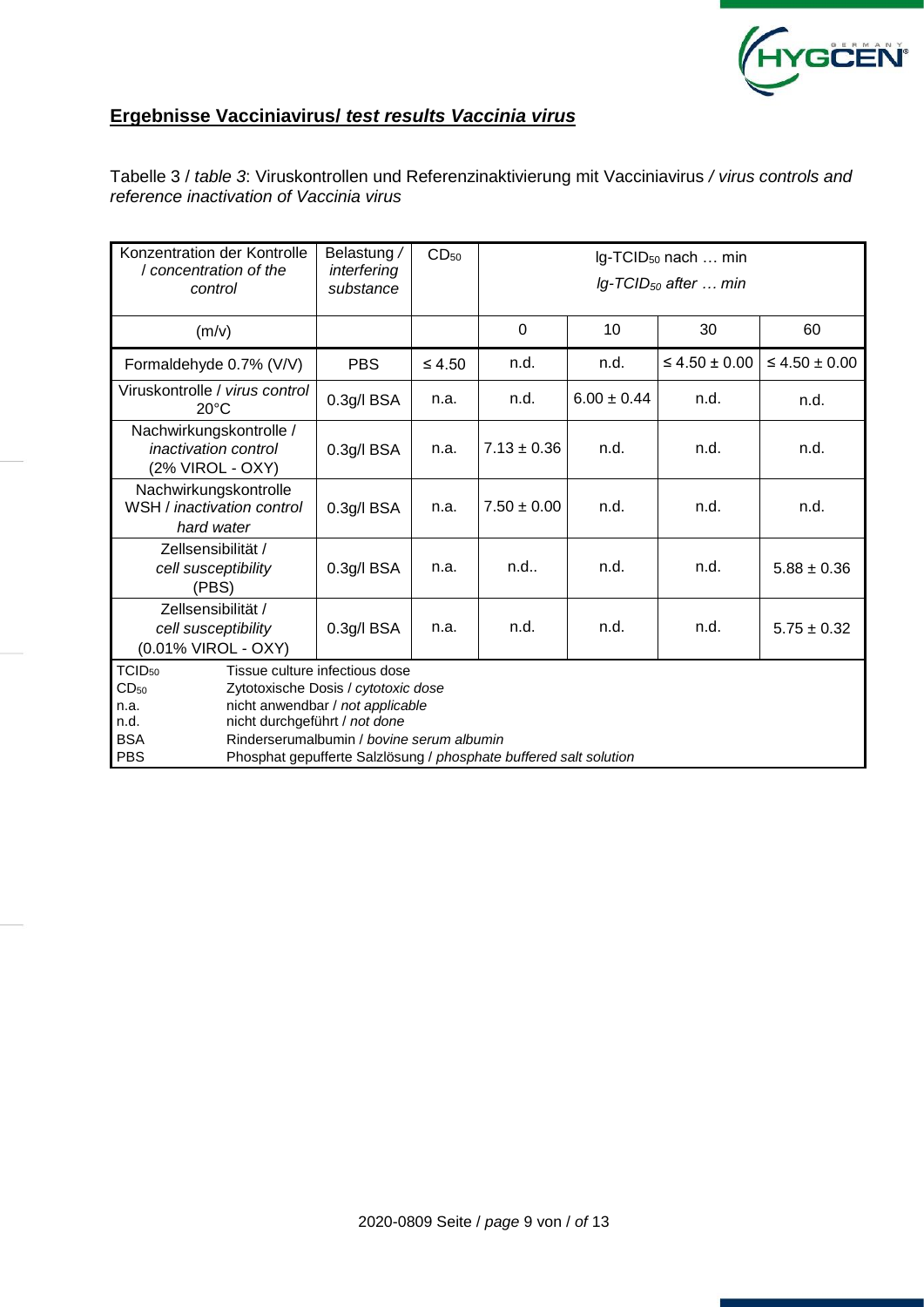## **Ergebnisse Vacciniavirus/ *test results Vaccinia virus***

Tabelle 3 / *table 3*: Viruskontrollen und Referenzinaktivierung mit Vacciniavirus */ virus controls and reference inactivation of Vaccinia virus*

| Konzentration der Kontrolle / *concentration of the control* | Belastung / *interfering substance* | $CD_{50}$ | lg-$TCID_{50}$ nach … min / *lg-$TCID_{50}$ after … min* | | | |
|---|---|---|---|---|---|---|
| (m/v) | | | 0 | 10 | 30 | 60 |
| Formaldehyde 0.7% (V/V) | PBS | ≤ 4.50 | n.d. | n.d. | ≤ 4.50 ± 0.00 | ≤ 4.50 ± 0.00 |
| Viruskontrolle / *virus control* 20°C | 0.3g/l BSA | n.a. | n.d. | 6.00 ± 0.44 | n.d. | n.d. |
| Nachwirkungskontrolle / *inactivation control* (2% VIROL - OXY) | 0.3g/l BSA | n.a. | 7.13 ± 0.36 | n.d. | n.d. | n.d. |
| Nachwirkungskontrolle WSH / *inactivation control hard water* | 0.3g/l BSA | n.a. | 7.50 ± 0.00 | n.d. | n.d. | n.d. |
| Zellsensibilität / *cell susceptibility* (PBS) | 0.3g/l BSA | n.a. | n.d.. | n.d. | n.d. | 5.88 ± 0.36 |
| Zellsensibilität / *cell susceptibility* (0.01% VIROL - OXY) | 0.3g/l BSA | n.a. | n.d. | n.d. | n.d. | 5.75 ± 0.32 |

$TCID_{50}$ Tissue culture infectious dose
$CD_{50}$ Zytotoxische Dosis / *cytotoxic dose*
n.a. nicht anwendbar / *not applicable*
n.d. nicht durchgeführt / *not done*
BSA Rinderserumalbumin / *bovine serum albumin*
PBS Phosphat gepufferte Salzlösung / *phosphate buffered salt solution*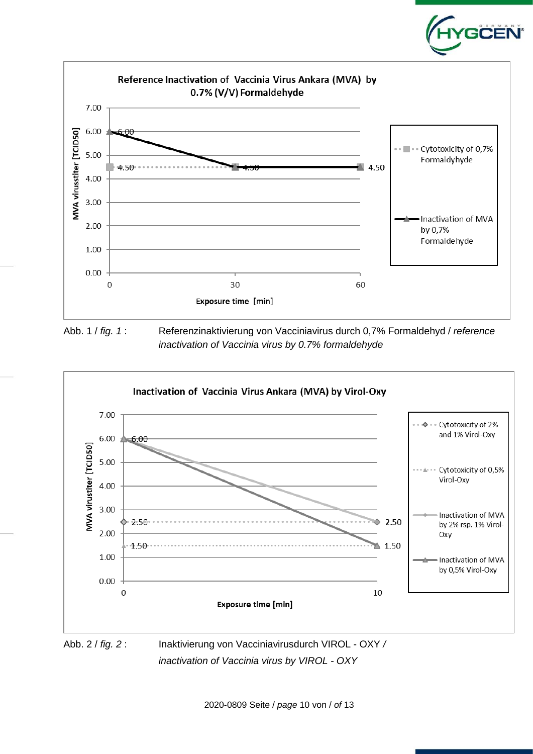**Reference Inactivation of Vaccinia Virus Ankara (MVA) by 0.7% (V/V) Formaldehyde**

| Exposure time [min] | Inactivation of MVA by 0,7% Formaldehyde (MVA virustiter [TCID50]) | Cytotoxicity of 0,7% Formaldyhyde (MVA virustiter [TCID50]) |
|---|---|---|
| 0 | 6.00 | 4.50 |
| 30 | 4.50 | 4.50 |
| 60 | 4.50 | 4.50 |

Abb. 1 / *fig. 1* : Referenzinaktivierung von Vacciniavirus durch 0,7% Formaldehyd / *reference inactivation of Vaccinia virus by 0.7% formaldehyde*

**Inactivation of Vaccinia Virus Ankara (MVA) by Virol-Oxy**

| Exposure time [min] | Inactivation of MVA by 2% rsp. 1% Virol-Oxy (MVA virustiter [TCID50]) | Inactivation of MVA by 0,5% Virol-Oxy (MVA virustiter [TCID50]) | Cytotoxicity of 2% and 1% Virol-Oxy (MVA virustiter [TCID50]) | Cytotoxicity of 0,5% Virol-Oxy (MVA virustiter [TCID50]) |
|---|---|---|---|---|
| 0 | 6.00 | 6.00 | 2.50 | 1.50 |
| 10 | 2.50 | 1.50 | 2.50 | 1.50 |

Abb. 2 / *fig. 2* : Inaktivierung von Vacciniavirusdurch VIROL - OXY / *inactivation of Vaccinia virus by VIROL - OXY*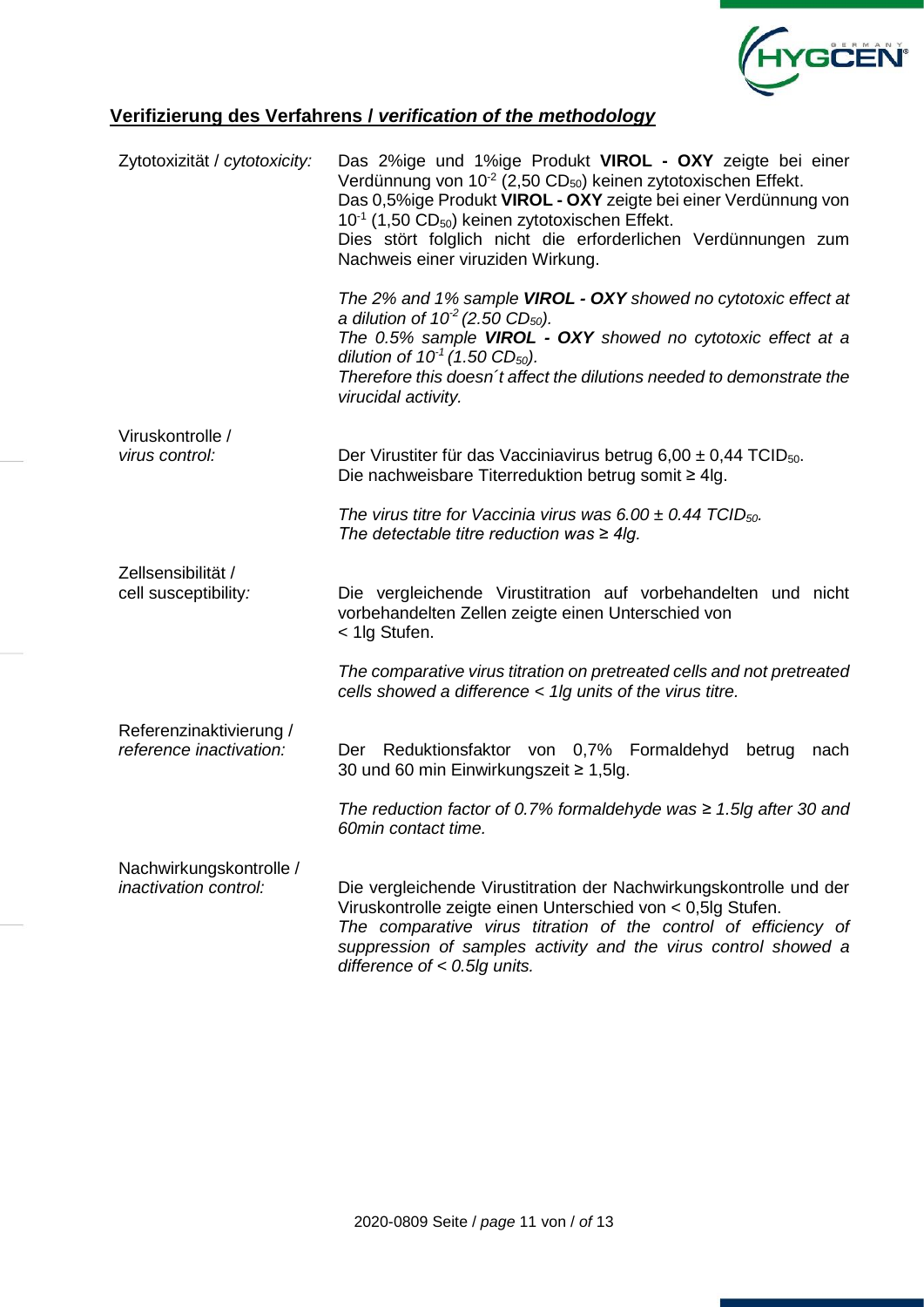## Verifizierung des Verfahrens / *verification of the methodology*

| | |
|---|---|
| Zytotoxizität / *cytotoxicity:* | Das 2%ige und 1%ige Produkt **VIROL - OXY** zeigte bei einer Verdünnung von $10^{-2}$ (2,50 $CD_{50}$) keinen zytotoxischen Effekt.<br>Das 0,5%ige Produkt **VIROL - OXY** zeigte bei einer Verdünnung von $10^{-1}$ (1,50 $CD_{50}$) keinen zytotoxischen Effekt.<br>Dies stört folglich nicht die erforderlichen Verdünnungen zum Nachweis einer viruziden Wirkung.<br><br>*The 2% and 1% sample **VIROL - OXY** showed no cytotoxic effect at a dilution of $10^{-2}$ (2.50 $CD_{50}$).*<br>*The 0.5% sample **VIROL - OXY** showed no cytotoxic effect at a dilution of $10^{-1}$ (1.50 $CD_{50}$).*<br>*Therefore this doesn´t affect the dilutions needed to demonstrate the virucidal activity.* |
| Viruskontrolle / *virus control:* | Der Virustiter für das Vacciniavirus betrug 6,00 ± 0,44 $TCID_{50}$.<br>Die nachweisbare Titerreduktion betrug somit ≥ 4lg.<br><br>*The virus titre for Vaccinia virus was 6.00 ± 0.44 $TCID_{50}$.*<br>*The detectable titre reduction was ≥ 4lg.* |
| Zellsensibilität / cell susceptibility*:* | Die vergleichende Virustitration auf vorbehandelten und nicht vorbehandelten Zellen zeigte einen Unterschied von < 1lg Stufen.<br><br>*The comparative virus titration on pretreated cells and not pretreated cells showed a difference < 1lg units of the virus titre.* |
| Referenzinaktivierung / *reference inactivation:* | Der Reduktionsfaktor von 0,7% Formaldehyd betrug nach 30 und 60 min Einwirkungszeit ≥ 1,5lg.<br><br>*The reduction factor of 0.7% formaldehyde was ≥ 1.5lg after 30 and 60min contact time.* |
| Nachwirkungskontrolle / *inactivation control:* | Die vergleichende Virustitration der Nachwirkungskontrolle und der Viruskontrolle zeigte einen Unterschied von < 0,5lg Stufen.<br>*The comparative virus titration of the control of efficiency of suppression of samples activity and the virus control showed a difference of < 0.5lg units.* |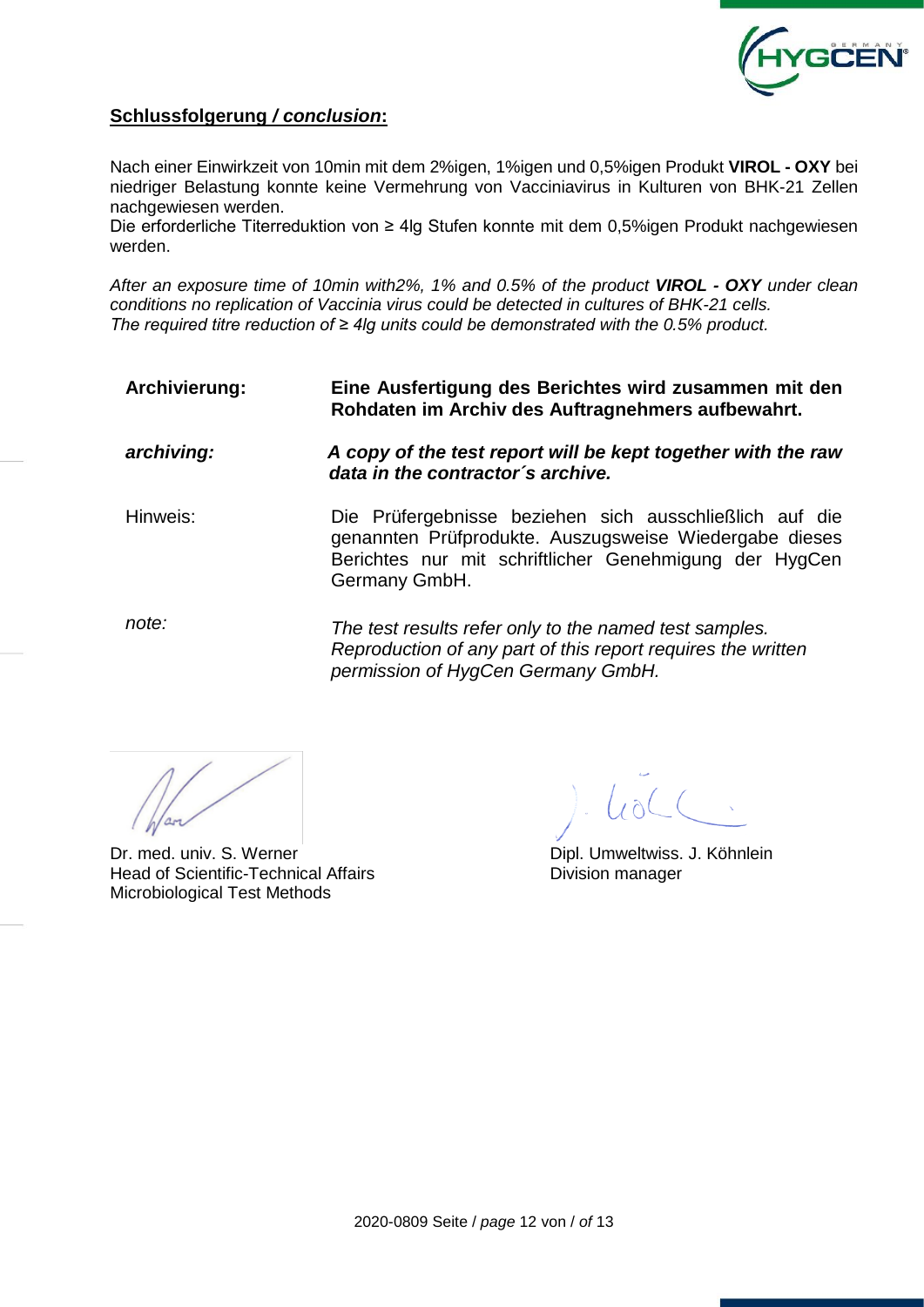## **Schlussfolgerung / *conclusion*:**

Nach einer Einwirkzeit von 10min mit dem 2%igen, 1%igen und 0,5%igen Produkt **VIROL - OXY** bei niedriger Belastung konnte keine Vermehrung von Vacciniavirus in Kulturen von BHK-21 Zellen nachgewiesen werden.
Die erforderliche Titerreduktion von ≥ 4lg Stufen konnte mit dem 0,5%igen Produkt nachgewiesen werden.

*After an exposure time of 10min with2%, 1% and 0.5% of the product **VIROL - OXY** under clean conditions no replication of Vaccinia virus could be detected in cultures of BHK-21 cells.*
*The required titre reduction of ≥ 4lg units could be demonstrated with the 0.5% product.*

**Archivierung:** **Eine Ausfertigung des Berichtes wird zusammen mit den Rohdaten im Archiv des Auftragnehmers aufbewahrt.**

***archiving:*** ***A copy of the test report will be kept together with the raw data in the contractor´s archive.***

Hinweis: Die Prüfergebnisse beziehen sich ausschließlich auf die genannten Prüfprodukte. Auszugsweise Wiedergabe dieses Berichtes nur mit schriftlicher Genehmigung der HygCen Germany GmbH.

*note:* *The test results refer only to the named test samples. Reproduction of any part of this report requires the written permission of HygCen Germany GmbH.*

Dr. med. univ. S. Werner
Head of Scientific-Technical Affairs
Microbiological Test Methods

Dipl. Umweltwiss. J. Köhnlein
Division manager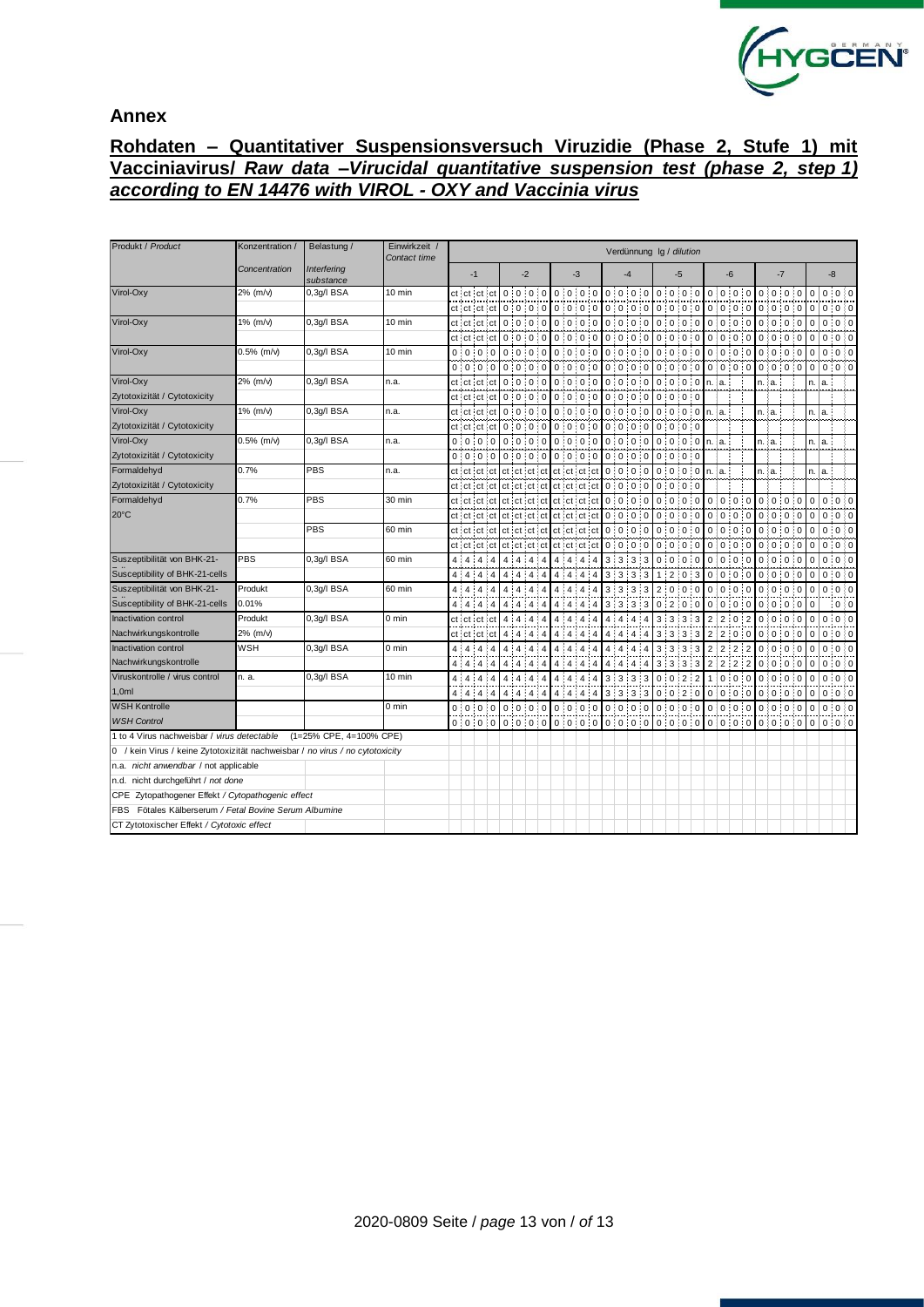## Annex

## Rohdaten – Quantitativer Suspensionsversuch Viruzidie (Phase 2, Stufe 1) mit Vacciniavirus/ *Raw data –Virucidal quantitative suspension test (phase 2, step 1) according to EN 14476 with VIROL - OXY and Vaccinia virus*

| Produkt / *Product* | Konzentration / *Concentration* | Belastung / *Interfering substance* | Einwirkzeit / *Contact time* | Verdünnung lg / *dilution* | | | | | | | |
|---|---|---|---|---|---|---|---|---|---|---|---|
| | | | | -1 | -2 | -3 | -4 | -5 | -6 | -7 | -8 |
| Virol-Oxy | 2% (m/v) | 0,3g/l BSA | 10 min | ct ct ct ct | 0 0 0 0 | 0 0 0 0 | 0 0 0 0 | 0 0 0 0 | 0 0 0 0 | 0 0 0 0 | 0 0 0 0 |
| | | | | ct ct ct ct | 0 0 0 0 | 0 0 0 0 | 0 0 0 0 | 0 0 0 0 | 0 0 0 0 | 0 0 0 0 | 0 0 0 0 |
| Virol-Oxy | 1% (m/v) | 0,3g/l BSA | 10 min | ct ct ct ct | 0 0 0 0 | 0 0 0 0 | 0 0 0 0 | 0 0 0 0 | 0 0 0 0 | 0 0 0 0 | 0 0 0 0 |
| | | | | ct ct ct ct | 0 0 0 0 | 0 0 0 0 | 0 0 0 0 | 0 0 0 0 | 0 0 0 0 | 0 0 0 0 | 0 0 0 0 |
| Virol-Oxy | 0.5% (m/v) | 0,3g/l BSA | 10 min | 0 0 0 0 | 0 0 0 0 | 0 0 0 0 | 0 0 0 0 | 0 0 0 0 | 0 0 0 0 | 0 0 0 0 | 0 0 0 0 |
| | | | | 0 0 0 0 | 0 0 0 0 | 0 0 0 0 | 0 0 0 0 | 0 0 0 0 | 0 0 0 0 | 0 0 0 0 | 0 0 0 0 |
| Virol-Oxy | 2% (m/v) | 0,3g/l BSA | n.a. | ct ct ct ct | 0 0 0 0 | 0 0 0 0 | 0 0 0 0 | 0 0 0 0 | n. a. | n. a. | n. a. |
| Zytotoxizität / Cytotoxicity | | | | ct ct ct ct | 0 0 0 0 | 0 0 0 0 | 0 0 0 0 | 0 0 0 0 | | | |
| Virol-Oxy | 1% (m/v) | 0,3g/l BSA | n.a. | ct ct ct ct | 0 0 0 0 | 0 0 0 0 | 0 0 0 0 | 0 0 0 0 | n. a. | n. a. | n. a. |
| Zytotoxizität / Cytotoxicity | | | | ct ct ct ct | 0 0 0 0 | 0 0 0 0 | 0 0 0 0 | 0 0 0 0 | | | |
| Virol-Oxy | 0.5% (m/v) | 0,3g/l BSA | n.a. | 0 0 0 0 | 0 0 0 0 | 0 0 0 0 | 0 0 0 0 | 0 0 0 0 | n. a. | n. a. | n. a. |
| Zytotoxizität / Cytotoxicity | | | | 0 0 0 0 | 0 0 0 0 | 0 0 0 0 | 0 0 0 0 | 0 0 0 0 | | | |
| Formaldehyd | 0.7% | PBS | n.a. | ct ct ct ct | ct ct ct ct | ct ct ct ct | 0 0 0 0 | 0 0 0 0 | n. a. | n. a. | n. a. |
| Zytotoxizität / Cytotoxicity | | | | ct ct ct ct | ct ct ct ct | ct ct ct ct | 0 0 0 0 | 0 0 0 0 | | | |
| Formaldehyd | 0.7% | PBS | 30 min | ct ct ct ct | ct ct ct ct | ct ct ct ct | 0 0 0 0 | 0 0 0 0 | 0 0 0 0 | 0 0 0 0 | 0 0 0 0 |
| 20°C | | | | ct ct ct ct | ct ct ct ct | ct ct ct ct | 0 0 0 0 | 0 0 0 0 | 0 0 0 0 | 0 0 0 0 | 0 0 0 0 |
| | | PBS | 60 min | ct ct ct ct | ct ct ct ct | ct ct ct ct | 0 0 0 0 | 0 0 0 0 | 0 0 0 0 | 0 0 0 0 | 0 0 0 0 |
| | | | | ct ct ct ct | ct ct ct ct | ct ct ct ct | 0 0 0 0 | 0 0 0 0 | 0 0 0 0 | 0 0 0 0 | 0 0 0 0 |
| Suszeptibilität von BHK-21-Susceptibility of BHK-21-cells | PBS | 0,3g/l BSA | 60 min | 4 4 4 4 | 4 4 4 4 | 4 4 4 4 | 3 3 3 3 | 0 0 0 0 | 0 0 0 0 | 0 0 0 0 | 0 0 0 0 |
| | | | | 4 4 4 4 | 4 4 4 4 | 4 4 4 4 | 3 3 3 3 | 1 2 0 3 | 0 0 0 0 | 0 0 0 0 | 0 0 0 0 |
| Suszeptibilität von BHK-21-Susceptibility of BHK-21-cells | Produkt 0.01% | 0,3g/l BSA | 60 min | 4 4 4 4 | 4 4 4 4 | 4 4 4 4 | 3 3 3 3 | 2 0 0 0 | 0 0 0 0 | 0 0 0 0 | 0 0 0 0 |
| | | | | 4 4 4 4 | 4 4 4 4 | 4 4 4 4 | 3 3 3 3 | 0 2 0 0 | 0 0 0 0 | 0 0 0 0 | 0 0 0 |
| Inactivation control Nachwirkungskontrolle | Produkt 2% (m/v) | 0,3g/l BSA | 0 min | ct ct ct ct | 4 4 4 4 | 4 4 4 4 | 4 4 4 4 | 3 3 3 3 | 2 2 0 2 | 0 0 0 0 | 0 0 0 0 |
| | | | | ct ct ct ct | 4 4 4 4 | 4 4 4 4 | 4 4 4 4 | 3 3 3 3 | 2 2 0 0 | 0 0 0 0 | 0 0 0 0 |
| Inactivation control Nachwirkungskontrolle | WSH | 0,3g/l BSA | 0 min | 4 4 4 4 | 4 4 4 4 | 4 4 4 4 | 4 4 4 4 | 3 3 3 3 | 2 2 2 2 | 0 0 0 0 | 0 0 0 0 |
| | | | | 4 4 4 4 | 4 4 4 4 | 4 4 4 4 | 4 4 4 4 | 3 3 3 3 | 2 2 2 2 | 0 0 0 0 | 0 0 0 0 |
| Viruskontrolle / virus control 1,0ml | n. a. | 0,3g/l BSA | 10 min | 4 4 4 4 | 4 4 4 4 | 4 4 4 4 | 3 3 3 3 | 0 0 2 2 | 1 0 0 0 | 0 0 0 0 | 0 0 0 0 |
| | | | | 4 4 4 4 | 4 4 4 4 | 4 4 4 4 | 3 3 3 3 | 0 0 2 0 | 0 0 0 0 | 0 0 0 0 | 0 0 0 0 |
| WSH Kontrolle *WSH Control* | | | 0 min | 0 0 0 0 | 0 0 0 0 | 0 0 0 0 | 0 0 0 0 | 0 0 0 0 | 0 0 0 0 | 0 0 0 0 | 0 0 0 0 |
| | | | | 0 0 0 0 | 0 0 0 0 | 0 0 0 0 | 0 0 0 0 | 0 0 0 0 | 0 0 0 0 | 0 0 0 0 | 0 0 0 0 |

1 to 4 Virus nachweisbar / *virus detectable* (1=25% CPE, 4=100% CPE)

0 / kein Virus / keine Zytotoxizität nachweisbar / *no virus / no cytotoxicity*

n.a. *nicht anwendbar* / not applicable

n.d. nicht durchgeführt / *not done*

CPE Zytopathogener Effekt / *Cytopathogenic effect*

FBS Fötales Kälberserum / *Fetal Bovine Serum Albumine*

CT Zytotoxischer Effekt / *Cytotoxic effect*